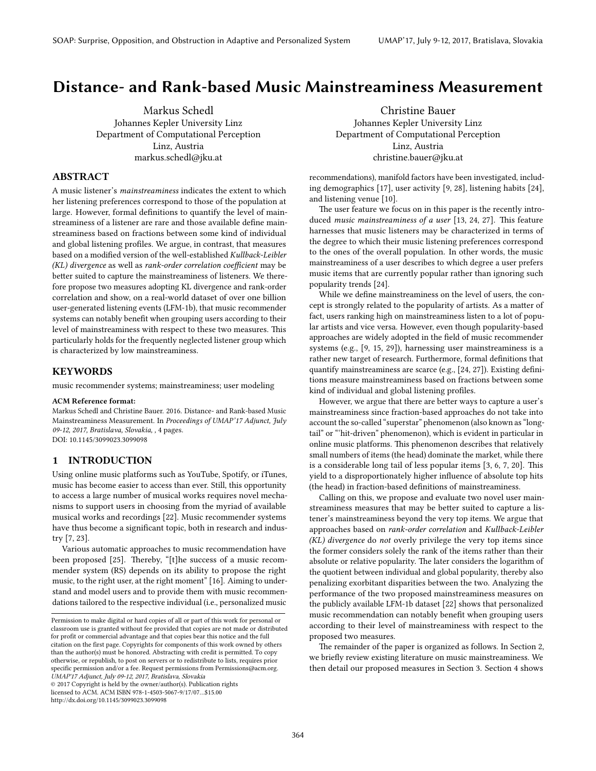# Distance- and Rank-based Music Mainstreaminess Measurement

Markus Schedl
Johannes Kepler University Linz
Department of Computational Perception
Linz, Austria
markus.schedl@jku.at

Christine Bauer
Johannes Kepler University Linz
Department of Computational Perception
Linz, Austria
christine.bauer@jku.at

## ABSTRACT

A music listener's *mainstreaminess* indicates the extent to which her listening preferences correspond to those of the population at large. However, formal definitions to quantify the level of mainstreaminess of a listener are rare and those available define mainstreaminess based on fractions between some kind of individual and global listening profiles. We argue, in contrast, that measures based on a modified version of the well-established *Kullback-Leibler (KL) divergence* as well as *rank-order correlation coefficient* may be better suited to capture the mainstreaminess of listeners. We therefore propose two measures adopting KL divergence and rank-order correlation and show, on a real-world dataset of over one billion user-generated listening events (LFM-1b), that music recommender systems can notably benefit when grouping users according to their level of mainstreaminess with respect to these two measures. This particularly holds for the frequently neglected listener group which is characterized by low mainstreaminess.

## KEYWORDS

music recommender systems; mainstreaminess; user modeling

**ACM Reference format:**
Markus Schedl and Christine Bauer. 2016. Distance- and Rank-based Music Mainstreaminess Measurement. In *Proceedings of UMAP'17 Adjunct, July 09-12, 2017, Bratislava, Slovakia,* , 4 pages.
DOI: 10.1145/3099023.3099098

## 1 INTRODUCTION

Using online music platforms such as YouTube, Spotify, or iTunes, music has become easier to access than ever. Still, this opportunity to access a large number of musical works requires novel mechanisms to support users in choosing from the myriad of available musical works and recordings [22]. Music recommender systems have thus become a significant topic, both in research and industry [7, 23].

Various automatic approaches to music recommendation have been proposed [25]. Thereby, "[t]he success of a music recommender system (RS) depends on its ability to propose the right music, to the right user, at the right moment" [16]. Aiming to understand and model users and to provide them with music recommendations tailored to the respective individual (i.e., personalized music recommendations), manifold factors have been investigated, including demographics [17], user activity [9, 28], listening habits [24], and listening venue [10].

The user feature we focus on in this paper is the recently introduced *music mainstreaminess of a user* [13, 24, 27]. This feature harnesses that music listeners may be characterized in terms of the degree to which their music listening preferences correspond to the ones of the overall population. In other words, the music mainstreaminess of a user describes to which degree a user prefers music items that are currently popular rather than ignoring such popularity trends [24].

While we define mainstreaminess on the level of users, the concept is strongly related to the popularity of artists. As a matter of fact, users ranking high on mainstreaminess listen to a lot of popular artists and vice versa. However, even though popularity-based approaches are widely adopted in the field of music recommender systems (e.g., [9, 15, 29]), harnessing user mainstreaminess is a rather new target of research. Furthermore, formal definitions that quantify mainstreaminess are scarce (e.g., [24, 27]). Existing definitions measure mainstreaminess based on fractions between some kind of individual and global listening profiles.

However, we argue that there are better ways to capture a user's mainstreaminess since fraction-based approaches do not take into account the so-called "superstar" phenomenon (also known as "long-tail" or "'hit-driven" phenomenon), which is evident in particular in online music platforms. This phenomenon describes that relatively small numbers of items (the head) dominate the market, while there is a considerable long tail of less popular items [3, 6, 7, 20]. This yield to a disproportionately higher influence of absolute top hits (the head) in fraction-based definitions of mainstreaminess.

Calling on this, we propose and evaluate two novel user mainstreaminess measures that may be better suited to capture a listener's mainstreaminess beyond the very top items. We argue that approaches based on *rank-order correlation* and *Kullback-Leibler (KL) divergence* do *not* overly privilege the very top items since the former considers solely the rank of the items rather than their absolute or relative popularity. The later considers the logarithm of the quotient between individual and global popularity, thereby also penalizing exorbitant disparities between the two. Analyzing the performance of the two proposed mainstreaminess measures on the publicly available LFM-1b dataset [22] shows that personalized music recommendation can notably benefit when grouping users according to their level of mainstreaminess with respect to the proposed two measures.

The remainder of the paper is organized as follows. In Section 2, we briefly review existing literature on music mainstreaminess. We then detail our proposed measures in Section 3. Section 4 shows

Permission to make digital or hard copies of all or part of this work for personal or classroom use is granted without fee provided that copies are not made or distributed for profit or commercial advantage and that copies bear this notice and the full citation on the first page. Copyrights for components of this work owned by others than the author(s) must be honored. Abstracting with credit is permitted. To copy otherwise, or republish, to post on servers or to redistribute to lists, requires prior specific permission and/or a fee. Request permissions from Permissions@acm.org.
*UMAP'17 Adjunct, July 09-12, 2017, Bratislava, Slovakia*
© 2017 Copyright is held by the owner/author(s). Publication rights licensed to ACM. ACM ISBN 978-1-4503-5067-9/17/07...$15.00
http://dx.doi.org/10.1145/3099023.3099098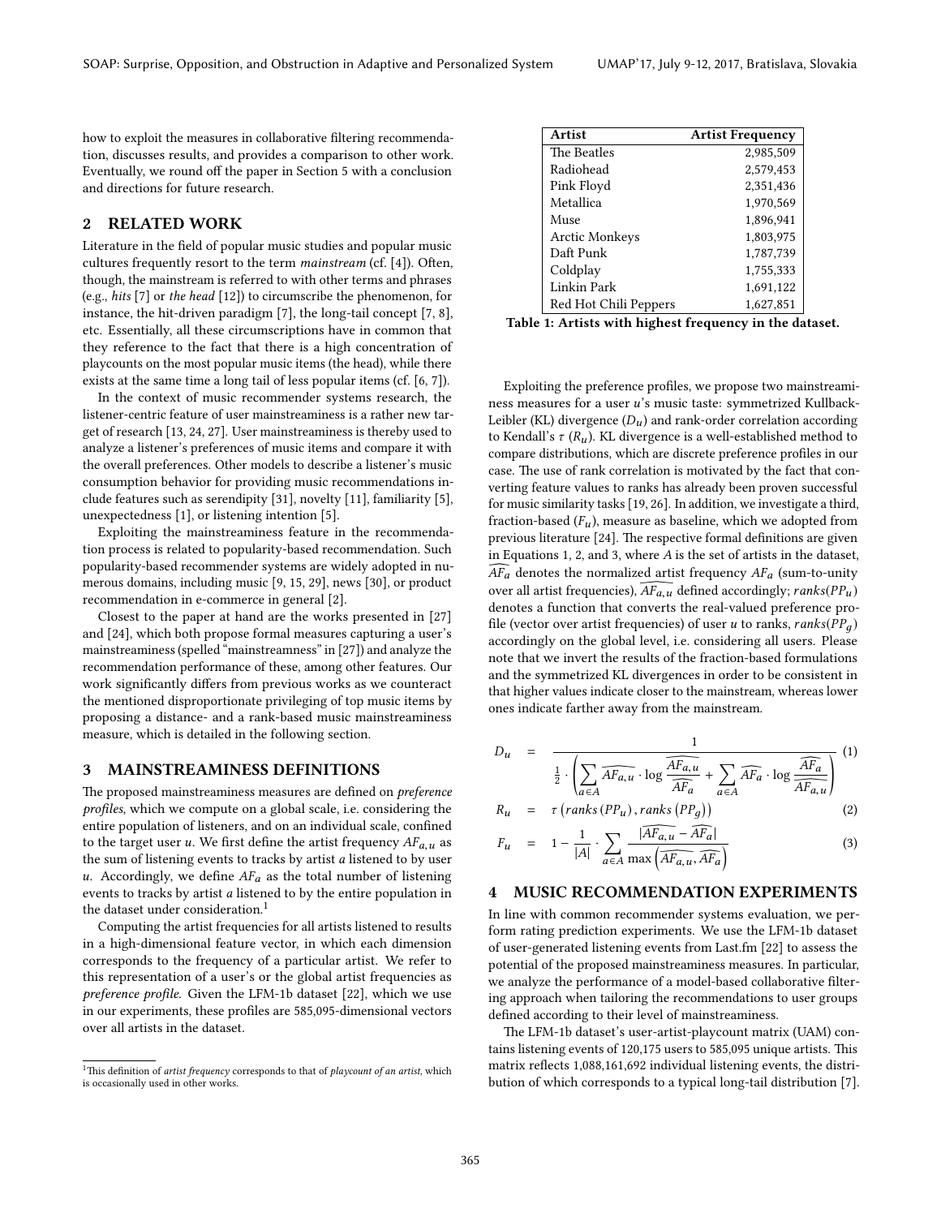how to exploit the measures in collaborative filtering recommendation, discusses results, and provides a comparison to other work. Eventually, we round off the paper in Section 5 with a conclusion and directions for future research.

## 2 RELATED WORK

Literature in the field of popular music studies and popular music cultures frequently resort to the term *mainstream* (cf. [4]). Often, though, the mainstream is referred to with other terms and phrases (e.g., *hits* [7] or *the head* [12]) to circumscribe the phenomenon, for instance, the hit-driven paradigm [7], the long-tail concept [7, 8], etc. Essentially, all these circumscriptions have in common that they reference to the fact that there is a high concentration of playcounts on the most popular music items (the head), while there exists at the same time a long tail of less popular items (cf. [6, 7]).

In the context of music recommender systems research, the listener-centric feature of user mainstreaminess is a rather new target of research [13, 24, 27]. User mainstreaminess is thereby used to analyze a listener's preferences of music items and compare it with the overall preferences. Other models to describe a listener's music consumption behavior for providing music recommendations include features such as serendipity [31], novelty [11], familiarity [5], unexpectedness [1], or listening intention [5].

Exploiting the mainstreaminess feature in the recommendation process is related to popularity-based recommendation. Such popularity-based recommender systems are widely adopted in numerous domains, including music [9, 15, 29], news [30], or product recommendation in e-commerce in general [2].

Closest to the paper at hand are the works presented in [27] and [24], which both propose formal measures capturing a user's mainstreaminess (spelled "mainstreamness" in [27]) and analyze the recommendation performance of these, among other features. Our work significantly differs from previous works as we counteract the mentioned disproportionate privileging of top music items by proposing a distance- and a rank-based music mainstreaminess measure, which is detailed in the following section.

## 3 MAINSTREAMINESS DEFINITIONS

The proposed mainstreaminess measures are defined on *preference profiles*, which we compute on a global scale, i.e. considering the entire population of listeners, and on an individual scale, confined to the target user $u$. We first define the artist frequency $AF_{a,u}$ as the sum of listening events to tracks by artist $a$ listened to by user $u$. Accordingly, we define $AF_a$ as the total number of listening events to tracks by artist $a$ listened to by the entire population in the dataset under consideration.[1]

Computing the artist frequencies for all artists listened to results in a high-dimensional feature vector, in which each dimension corresponds to the frequency of a particular artist. We refer to this representation of a user's or the global artist frequencies as *preference profile*. Given the LFM-1b dataset [22], which we use in our experiments, these profiles are 585,095-dimensional vectors over all artists in the dataset.

[1] This definition of *artist frequency* corresponds to that of *playcount of an artist*, which is occasionally used in other works.

| Artist | Artist Frequency |
|---|---|
| The Beatles | 2,985,509 |
| Radiohead | 2,579,453 |
| Pink Floyd | 2,351,436 |
| Metallica | 1,970,569 |
| Muse | 1,896,941 |
| Arctic Monkeys | 1,803,975 |
| Daft Punk | 1,787,739 |
| Coldplay | 1,755,333 |
| Linkin Park | 1,691,122 |
| Red Hot Chili Peppers | 1,627,851 |

**Table 1: Artists with highest frequency in the dataset.**

Exploiting the preference profiles, we propose two mainstreaminess measures for a user $u$'s music taste: symmetrized Kullback-Leibler (KL) divergence ($D_u$) and rank-order correlation according to Kendall's $\tau$ ($R_u$). KL divergence is a well-established method to compare distributions, which are discrete preference profiles in our case. The use of rank correlation is motivated by the fact that converting feature values to ranks has already been proven successful for music similarity tasks [19, 26]. In addition, we investigate a third, fraction-based ($F_u$), measure as baseline, which we adopted from previous literature [24]. The respective formal definitions are given in Equations 1, 2, and 3, where $A$ is the set of artists in the dataset, $\widehat{AF_a}$ denotes the normalized artist frequency $AF_a$ (sum-to-unity over all artist frequencies), $\widehat{AF_{a,u}}$ defined accordingly; $ranks(PP_u)$ denotes a function that converts the real-valued preference profile (vector over artist frequencies) of user $u$ to ranks, $ranks(PP_g)$ accordingly on the global level, i.e. considering all users. Please note that we invert the results of the fraction-based formulations and the symmetrized KL divergences in order to be consistent in that higher values indicate closer to the mainstream, whereas lower ones indicate farther away from the mainstream.

$$D_u = \frac{1}{\frac{1}{2} \cdot \left( \sum_{a \in A} \widehat{AF_{a,u}} \cdot \log \frac{\widehat{AF_{a,u}}}{\widehat{AF_a}} + \sum_{a \in A} \widehat{AF_a} \cdot \log \frac{\widehat{AF_a}}{\widehat{AF_{a,u}}} \right)} \quad (1)$$

$$R_u = \tau \left( ranks\left(PP_u\right), ranks\left(PP_g\right) \right) \quad (2)$$

$$F_u = 1 - \frac{1}{|A|} \cdot \sum_{a \in A} \frac{|\widehat{AF_{a,u}} - \widehat{AF_a}|}{\max\left(\widehat{AF_{a,u}}, \widehat{AF_a}\right)} \quad (3)$$

## 4 MUSIC RECOMMENDATION EXPERIMENTS

In line with common recommender systems evaluation, we perform rating prediction experiments. We use the LFM-1b dataset of user-generated listening events from Last.fm [22] to assess the potential of the proposed mainstreaminess measures. In particular, we analyze the performance of a model-based collaborative filtering approach when tailoring the recommendations to user groups defined according to their level of mainstreaminess.

The LFM-1b dataset's user-artist-playcount matrix (UAM) contains listening events of 120,175 users to 585,095 unique artists. This matrix reflects 1,088,161,692 individual listening events, the distribution of which corresponds to a typical long-tail distribution [7].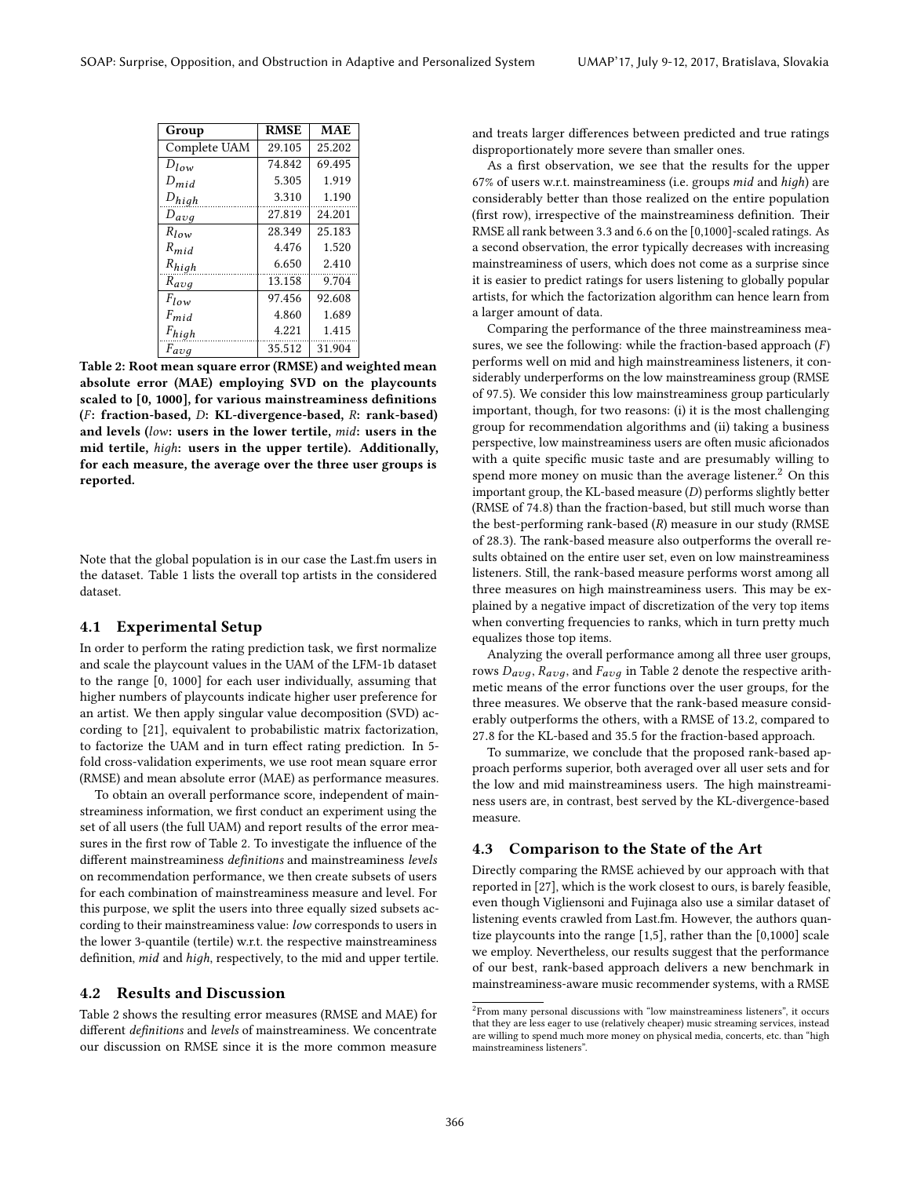| Group | RMSE | MAE |
|---|---|---|
| Complete UAM | 29.105 | 25.202 |
| $D_{low}$ | 74.842 | 69.495 |
| $D_{mid}$ | 5.305 | 1.919 |
| $D_{high}$ | 3.310 | 1.190 |
| $D_{avg}$ | 27.819 | 24.201 |
| $R_{low}$ | 28.349 | 25.183 |
| $R_{mid}$ | 4.476 | 1.520 |
| $R_{high}$ | 6.650 | 2.410 |
| $R_{avg}$ | 13.158 | 9.704 |
| $F_{low}$ | 97.456 | 92.608 |
| $F_{mid}$ | 4.860 | 1.689 |
| $F_{high}$ | 4.221 | 1.415 |
| $F_{avg}$ | 35.512 | 31.904 |

**Table 2: Root mean square error (RMSE) and weighted mean absolute error (MAE) employing SVD on the playcounts scaled to [0, 1000], for various mainstreaminess definitions (*F*: fraction-based, *D*: KL-divergence-based, *R*: rank-based) and levels (*low*: users in the lower tertile, *mid*: users in the mid tertile, *high*: users in the upper tertile). Additionally, for each measure, the average over the three user groups is reported.**

Note that the global population is in our case the Last.fm users in the dataset. Table 1 lists the overall top artists in the considered dataset.

### 4.1 Experimental Setup

In order to perform the rating prediction task, we first normalize and scale the playcount values in the UAM of the LFM-1b dataset to the range [0, 1000] for each user individually, assuming that higher numbers of playcounts indicate higher user preference for an artist. We then apply singular value decomposition (SVD) according to [21], equivalent to probabilistic matrix factorization, to factorize the UAM and in turn effect rating prediction. In 5-fold cross-validation experiments, we use root mean square error (RMSE) and mean absolute error (MAE) as performance measures.

To obtain an overall performance score, independent of mainstreaminess information, we first conduct an experiment using the set of all users (the full UAM) and report results of the error measures in the first row of Table 2. To investigate the influence of the different mainstreaminess *definitions* and mainstreaminess *levels* on recommendation performance, we then create subsets of users for each combination of mainstreaminess measure and level. For this purpose, we split the users into three equally sized subsets according to their mainstreaminess value: *low* corresponds to users in the lower 3-quantile (tertile) w.r.t. the respective mainstreaminess definition, *mid* and *high*, respectively, to the mid and upper tertile.

### 4.2 Results and Discussion

Table 2 shows the resulting error measures (RMSE and MAE) for different *definitions* and *levels* of mainstreaminess. We concentrate our discussion on RMSE since it is the more common measure and treats larger differences between predicted and true ratings disproportionately more severe than smaller ones.

As a first observation, we see that the results for the upper 67% of users w.r.t. mainstreaminess (i.e. groups *mid* and *high*) are considerably better than those realized on the entire population (first row), irrespective of the mainstreaminess definition. Their RMSE all rank between 3.3 and 6.6 on the [0,1000]-scaled ratings. As a second observation, the error typically decreases with increasing mainstreaminess of users, which does not come as a surprise since it is easier to predict ratings for users listening to globally popular artists, for which the factorization algorithm can hence learn from a larger amount of data.

Comparing the performance of the three mainstreaminess measures, we see the following: while the fraction-based approach (*F*) performs well on mid and high mainstreaminess listeners, it considerably underperforms on the low mainstreaminess group (RMSE of 97.5). We consider this low mainstreaminess group particularly important, though, for two reasons: (i) it is the most challenging group for recommendation algorithms and (ii) taking a business perspective, low mainstreaminess users are often music aficionados with a quite specific music taste and are presumably willing to spend more money on music than the average listener.[2] On this important group, the KL-based measure (*D*) performs slightly better (RMSE of 74.8) than the fraction-based, but still much worse than the best-performing rank-based (*R*) measure in our study (RMSE of 28.3). The rank-based measure also outperforms the overall results obtained on the entire user set, even on low mainstreaminess listeners. Still, the rank-based measure performs worst among all three measures on high mainstreaminess users. This may be explained by a negative impact of discretization of the very top items when converting frequencies to ranks, which in turn pretty much equalizes those top items.

Analyzing the overall performance among all three user groups, rows $D_{avg}$, $R_{avg}$, and $F_{avg}$ in Table 2 denote the respective arithmetic means of the error functions over the user groups, for the three measures. We observe that the rank-based measure considerably outperforms the others, with a RMSE of 13.2, compared to 27.8 for the KL-based and 35.5 for the fraction-based approach.

To summarize, we conclude that the proposed rank-based approach performs superior, both averaged over all user sets and for the low and mid mainstreaminess users. The high mainstreaminess users are, in contrast, best served by the KL-divergence-based measure.

### 4.3 Comparison to the State of the Art

Directly comparing the RMSE achieved by our approach with that reported in [27], which is the work closest to ours, is barely feasible, even though Vigliensoni and Fujinaga also use a similar dataset of listening events crawled from Last.fm. However, the authors quantize playcounts into the range [1,5], rather than the [0,1000] scale we employ. Nevertheless, our results suggest that the performance of our best, rank-based approach delivers a new benchmark in mainstreaminess-aware music recommender systems, with a RMSE

[2] From many personal discussions with "low mainstreaminess listeners", it occurs that they are less eager to use (relatively cheaper) music streaming services, instead are willing to spend much more money on physical media, concerts, etc. than "high mainstreaminess listeners".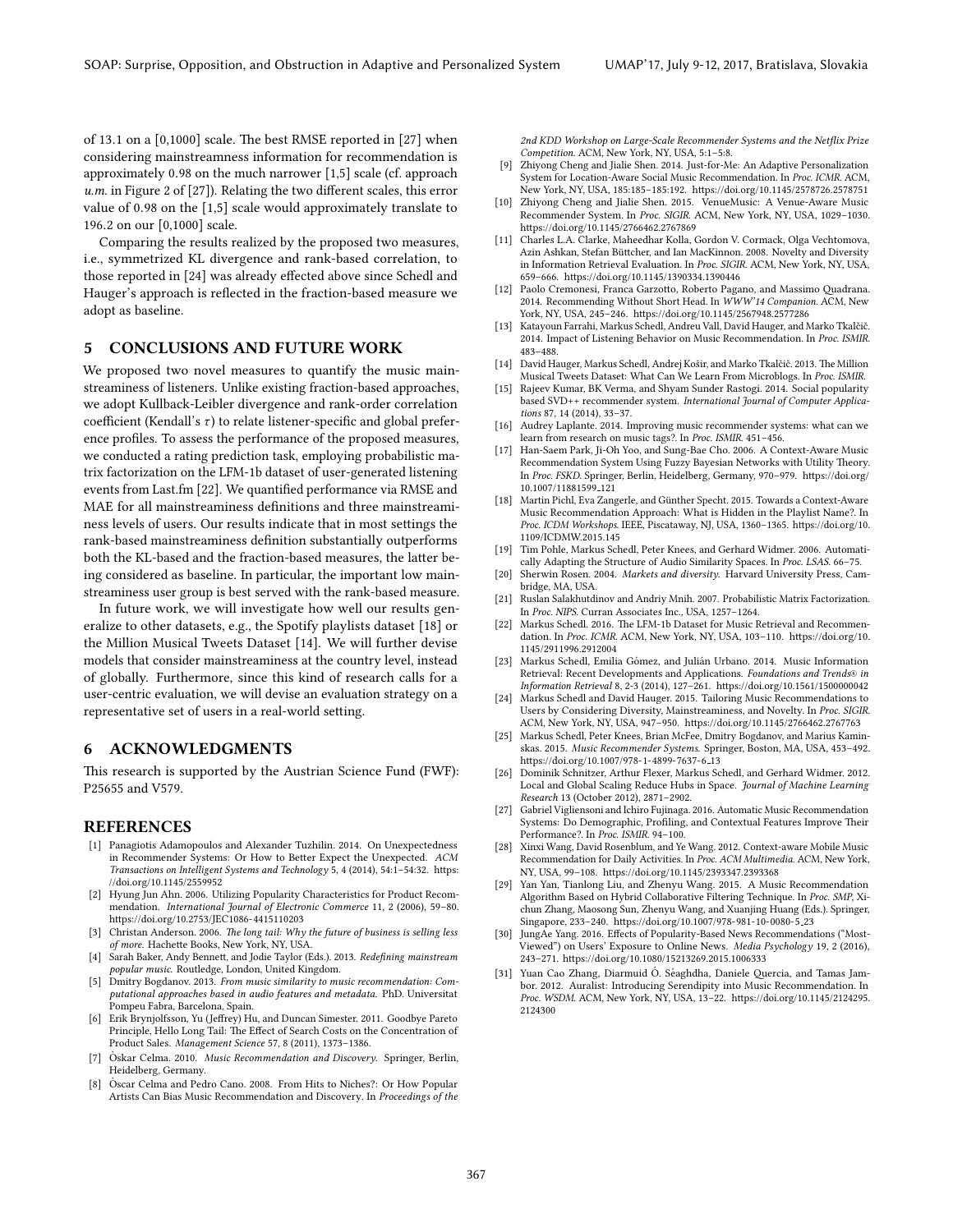of 13.1 on a [0,1000] scale. The best RMSE reported in [27] when considering mainstreamness information for recommendation is approximately 0.98 on the much narrower [1,5] scale (cf. approach *u.m.* in Figure 2 of [27]). Relating the two different scales, this error value of 0.98 on the [1,5] scale would approximately translate to 196.2 on our [0,1000] scale.

Comparing the results realized by the proposed two measures, i.e., symmetrized KL divergence and rank-based correlation, to those reported in [24] was already effected above since Schedl and Hauger's approach is reflected in the fraction-based measure we adopt as baseline.

## 5 CONCLUSIONS AND FUTURE WORK

We proposed two novel measures to quantify the music mainstreaminess of listeners. Unlike existing fraction-based approaches, we adopt Kullback-Leibler divergence and rank-order correlation coefficient (Kendall's $\tau$) to relate listener-specific and global preference profiles. To assess the performance of the proposed measures, we conducted a rating prediction task, employing probabilistic matrix factorization on the LFM-1b dataset of user-generated listening events from Last.fm [22]. We quantified performance via RMSE and MAE for all mainstreaminess definitions and three mainstreaminess levels of users. Our results indicate that in most settings the rank-based mainstreaminess definition substantially outperforms both the KL-based and the fraction-based measures, the latter being considered as baseline. In particular, the important low mainstreaminess user group is best served with the rank-based measure.

In future work, we will investigate how well our results generalize to other datasets, e.g., the Spotify playlists dataset [18] or the Million Musical Tweets Dataset [14]. We will further devise models that consider mainstreaminess at the country level, instead of globally. Furthermore, since this kind of research calls for a user-centric evaluation, we will devise an evaluation strategy on a representative set of users in a real-world setting.

## 6 ACKNOWLEDGMENTS

This research is supported by the Austrian Science Fund (FWF): P25655 and V579.

## REFERENCES

- [1] Panagiotis Adamopoulos and Alexander Tuzhilin. 2014. On Unexpectedness in Recommender Systems: Or How to Better Expect the Unexpected. *ACM Transactions on Intelligent Systems and Technology* 5, 4 (2014), 54:1–54:32. https://doi.org/10.1145/2559952
- [2] Hyung Jun Ahn. 2006. Utilizing Popularity Characteristics for Product Recommendation. *International Journal of Electronic Commerce* 11, 2 (2006), 59–80. https://doi.org/10.2753/JEC1086-4415110203
- [3] Christan Anderson. 2006. *The long tail: Why the future of business is selling less of more.* Hachette Books, New York, NY, USA.
- [4] Sarah Baker, Andy Bennett, and Jodie Taylor (Eds.). 2013. *Redefining mainstream popular music.* Routledge, London, United Kingdom.
- [5] Dmitry Bogdanov. 2013. *From music similarity to music recommendation: Computational approaches based in audio features and metadata.* PhD. Universitat Pompeu Fabra, Barcelona, Spain.
- [6] Erik Brynjolfsson, Yu (Jeffrey) Hu, and Duncan Simester. 2011. Goodbye Pareto Principle, Hello Long Tail: The Effect of Search Costs on the Concentration of Product Sales. *Management Science* 57, 8 (2011), 1373–1386.
- [7] Òskar Celma. 2010. *Music Recommendation and Discovery.* Springer, Berlin, Heidelberg, Germany.
- [8] Òscar Celma and Pedro Cano. 2008. From Hits to Niches?: Or How Popular Artists Can Bias Music Recommendation and Discovery. In *Proceedings of the 2nd KDD Workshop on Large-Scale Recommender Systems and the Netflix Prize Competition.* ACM, New York, NY, USA, 5:1–5:8.
- [9] Zhiyong Cheng and Jialie Shen. 2014. Just-for-Me: An Adaptive Personalization System for Location-Aware Social Music Recommendation. In *Proc. ICMR.* ACM, New York, NY, USA, 185:185–185:192. https://doi.org/10.1145/2578726.2578751
- [10] Zhiyong Cheng and Jialie Shen. 2015. VenueMusic: A Venue-Aware Music Recommender System. In *Proc. SIGIR.* ACM, New York, NY, USA, 1029–1030. https://doi.org/10.1145/2766462.2767869
- [11] Charles L.A. Clarke, Maheedhar Kolla, Gordon V. Cormack, Olga Vechtomova, Azin Ashkan, Stefan Büttcher, and Ian MacKinnon. 2008. Novelty and Diversity in Information Retrieval Evaluation. In *Proc. SIGIR.* ACM, New York, NY, USA, 659–666. https://doi.org/10.1145/1390334.1390446
- [12] Paolo Cremonesi, Franca Garzotto, Roberto Pagano, and Massimo Quadrana. 2014. Recommending Without Short Head. In *WWW'14 Companion.* ACM, New York, NY, USA, 245–246. https://doi.org/10.1145/2567948.2577286
- [13] Katayoun Farrahi, Markus Schedl, Andreu Vall, David Hauger, and Marko Tkalčič. 2014. Impact of Listening Behavior on Music Recommendation. In *Proc. ISMIR.* 483–488.
- [14] David Hauger, Markus Schedl, Andrej Košir, and Marko Tkalčič. 2013. The Million Musical Tweets Dataset: What Can We Learn From Microblogs. In *Proc. ISMIR.*
- [15] Rajeev Kumar, BK Verma, and Shyam Sunder Rastogi. 2014. Social popularity based SVD++ recommender system. *International Journal of Computer Applications* 87, 14 (2014), 33–37.
- [16] Audrey Laplante. 2014. Improving music recommender systems: what can we learn from research on music tags?. In *Proc. ISMIR.* 451–456.
- [17] Han-Saem Park, Ji-Oh Yoo, and Sung-Bae Cho. 2006. A Context-Aware Music Recommendation System Using Fuzzy Bayesian Networks with Utility Theory. In *Proc. FSKD.* Springer, Berlin, Heidelberg, Germany, 970–979. https://doi.org/10.1007/11881599_121
- [18] Martin Pichl, Eva Zangerle, and Günther Specht. 2015. Towards a Context-Aware Music Recommendation Approach: What is Hidden in the Playlist Name?. In *Proc. ICDM Workshops.* IEEE, Piscataway, NJ, USA, 1360–1365. https://doi.org/10.1109/ICDMW.2015.145
- [19] Tim Pohle, Markus Schedl, Peter Knees, and Gerhard Widmer. 2006. Automatically Adapting the Structure of Audio Similarity Spaces. In *Proc. LSAS.* 66–75.
- [20] Sherwin Rosen. 2004. *Markets and diversity.* Harvard University Press, Cambridge, MA, USA.
- [21] Ruslan Salakhutdinov and Andriy Mnih. 2007. Probabilistic Matrix Factorization. In *Proc. NIPS.* Curran Associates Inc., USA, 1257–1264.
- [22] Markus Schedl. 2016. The LFM-1b Dataset for Music Retrieval and Recommendation. In *Proc. ICMR.* ACM, New York, NY, USA, 103–110. https://doi.org/10.1145/2911996.2912004
- [23] Markus Schedl, Emilia Gómez, and Julián Urbano. 2014. Music Information Retrieval: Recent Developments and Applications. *Foundations and Trends® in Information Retrieval* 8, 2-3 (2014), 127–261. https://doi.org/10.1561/1500000042
- [24] Markus Schedl and David Hauger. 2015. Tailoring Music Recommendations to Users by Considering Diversity, Mainstreaminess, and Novelty. In *Proc. SIGIR.* ACM, New York, NY, USA, 947–950. https://doi.org/10.1145/2766462.2767763
- [25] Markus Schedl, Peter Knees, Brian McFee, Dmitry Bogdanov, and Marius Kaminskas. 2015. *Music Recommender Systems.* Springer, Boston, MA, USA, 453–492. https://doi.org/10.1007/978-1-4899-7637-6_13
- [26] Dominik Schnitzer, Arthur Flexer, Markus Schedl, and Gerhard Widmer. 2012. Local and Global Scaling Reduce Hubs in Space. *Journal of Machine Learning Research* 13 (October 2012), 2871–2902.
- [27] Gabriel Vigliensoni and Ichiro Fujinaga. 2016. Automatic Music Recommendation Systems: Do Demographic, Profiling, and Contextual Features Improve Their Performance?. In *Proc. ISMIR.* 94–100.
- [28] Xinxi Wang, David Rosenblum, and Ye Wang. 2012. Context-aware Mobile Music Recommendation for Daily Activities. In *Proc. ACM Multimedia.* ACM, New York, NY, USA, 99–108. https://doi.org/10.1145/2393347.2393368
- [29] Yan Yan, Tianlong Liu, and Zhenyu Wang. 2015. A Music Recommendation Algorithm Based on Hybrid Collaborative Filtering Technique. In *Proc. SMP*, Xichun Zhang, Maosong Sun, Zhenyu Wang, and Xuanjing Huang (Eds.). Springer, Singapore, 233–240. https://doi.org/10.1007/978-981-10-0080-5_23
- [30] JungAe Yang. 2016. Effects of Popularity-Based News Recommendations ("Most-Viewed") on Users' Exposure to Online News. *Media Psychology* 19, 2 (2016), 243–271. https://doi.org/10.1080/15213269.2015.1006333
- [31] Yuan Cao Zhang, Diarmuid Ó. Séaghdha, Daniele Quercia, and Tamas Jambor. 2012. Auralist: Introducing Serendipity into Music Recommendation. In *Proc. WSDM.* ACM, New York, NY, USA, 13–22. https://doi.org/10.1145/2124295.2124300